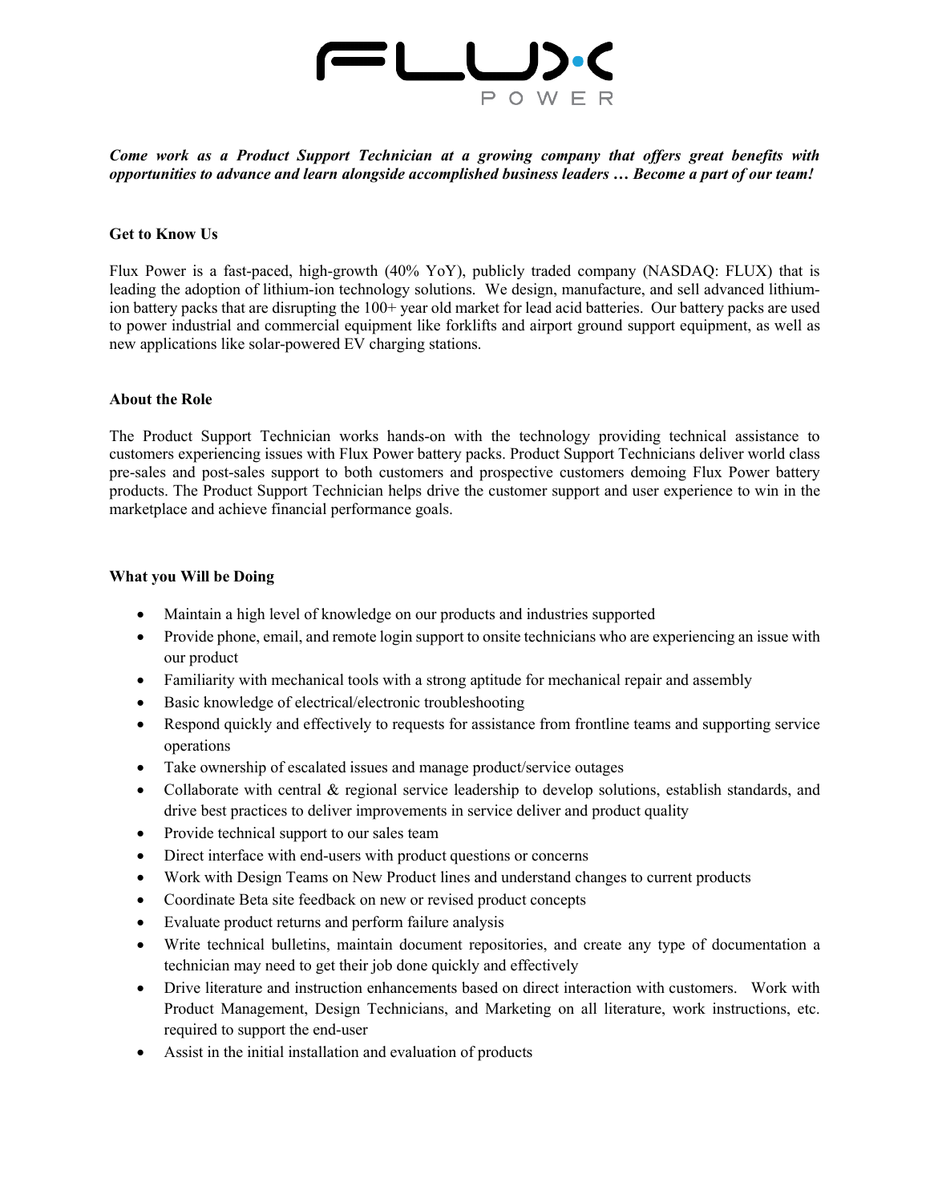***Come work as a Product Support Technician at a growing company that offers great benefits with opportunities to advance and learn alongside accomplished business leaders … Become a part of our team!***

**Get to Know Us**

Flux Power is a fast-paced, high-growth (40% YoY), publicly traded company (NASDAQ: FLUX) that is leading the adoption of lithium-ion technology solutions. We design, manufacture, and sell advanced lithium-ion battery packs that are disrupting the 100+ year old market for lead acid batteries. Our battery packs are used to power industrial and commercial equipment like forklifts and airport ground support equipment, as well as new applications like solar-powered EV charging stations.

**About the Role**

The Product Support Technician works hands-on with the technology providing technical assistance to customers experiencing issues with Flux Power battery packs. Product Support Technicians deliver world class pre-sales and post-sales support to both customers and prospective customers demoing Flux Power battery products. The Product Support Technician helps drive the customer support and user experience to win in the marketplace and achieve financial performance goals.

**What you Will be Doing**

- Maintain a high level of knowledge on our products and industries supported
- Provide phone, email, and remote login support to onsite technicians who are experiencing an issue with our product
- Familiarity with mechanical tools with a strong aptitude for mechanical repair and assembly
- Basic knowledge of electrical/electronic troubleshooting
- Respond quickly and effectively to requests for assistance from frontline teams and supporting service operations
- Take ownership of escalated issues and manage product/service outages
- Collaborate with central & regional service leadership to develop solutions, establish standards, and drive best practices to deliver improvements in service deliver and product quality
- Provide technical support to our sales team
- Direct interface with end-users with product questions or concerns
- Work with Design Teams on New Product lines and understand changes to current products
- Coordinate Beta site feedback on new or revised product concepts
- Evaluate product returns and perform failure analysis
- Write technical bulletins, maintain document repositories, and create any type of documentation a technician may need to get their job done quickly and effectively
- Drive literature and instruction enhancements based on direct interaction with customers. Work with Product Management, Design Technicians, and Marketing on all literature, work instructions, etc. required to support the end-user
- Assist in the initial installation and evaluation of products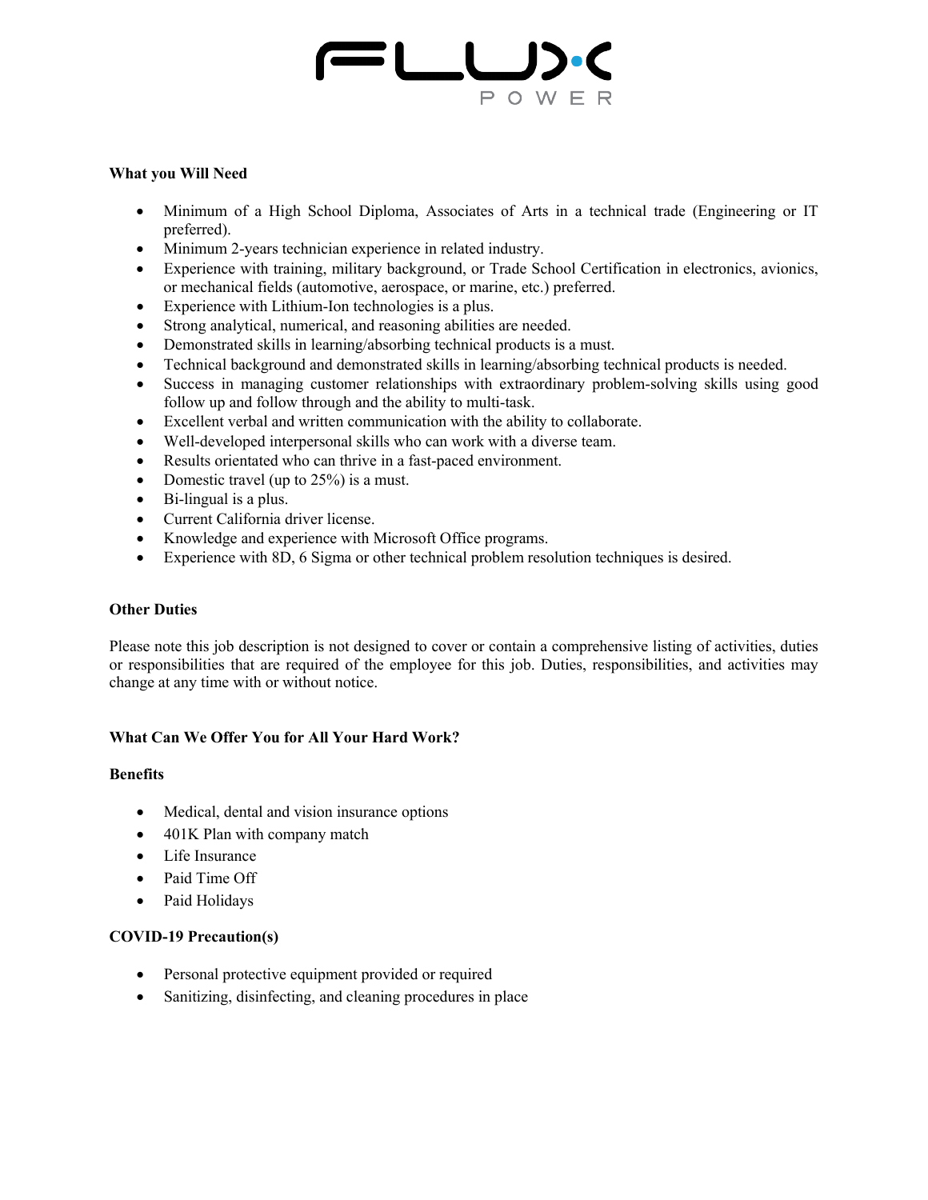**What you Will Need**

- Minimum of a High School Diploma, Associates of Arts in a technical trade (Engineering or IT preferred).
- Minimum 2-years technician experience in related industry.
- Experience with training, military background, or Trade School Certification in electronics, avionics, or mechanical fields (automotive, aerospace, or marine, etc.) preferred.
- Experience with Lithium-Ion technologies is a plus.
- Strong analytical, numerical, and reasoning abilities are needed.
- Demonstrated skills in learning/absorbing technical products is a must.
- Technical background and demonstrated skills in learning/absorbing technical products is needed.
- Success in managing customer relationships with extraordinary problem-solving skills using good follow up and follow through and the ability to multi-task.
- Excellent verbal and written communication with the ability to collaborate.
- Well-developed interpersonal skills who can work with a diverse team.
- Results orientated who can thrive in a fast-paced environment.
- Domestic travel (up to 25%) is a must.
- Bi-lingual is a plus.
- Current California driver license.
- Knowledge and experience with Microsoft Office programs.
- Experience with 8D, 6 Sigma or other technical problem resolution techniques is desired.

**Other Duties**

Please note this job description is not designed to cover or contain a comprehensive listing of activities, duties or responsibilities that are required of the employee for this job. Duties, responsibilities, and activities may change at any time with or without notice.

**What Can We Offer You for All Your Hard Work?**

**Benefits**

- Medical, dental and vision insurance options
- 401K Plan with company match
- Life Insurance
- Paid Time Off
- Paid Holidays

**COVID-19 Precaution(s)**

- Personal protective equipment provided or required
- Sanitizing, disinfecting, and cleaning procedures in place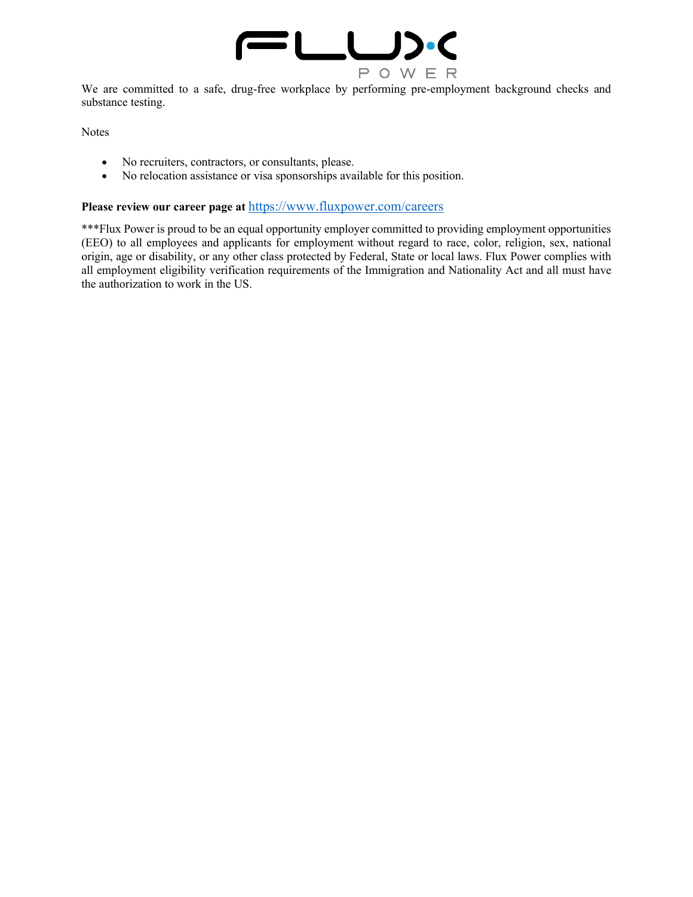We are committed to a safe, drug-free workplace by performing pre-employment background checks and substance testing.

Notes

- No recruiters, contractors, or consultants, please.
- No relocation assistance or visa sponsorships available for this position.

**Please review our career page at** https://www.fluxpower.com/careers

***Flux Power is proud to be an equal opportunity employer committed to providing employment opportunities (EEO) to all employees and applicants for employment without regard to race, color, religion, sex, national origin, age or disability, or any other class protected by Federal, State or local laws. Flux Power complies with all employment eligibility verification requirements of the Immigration and Nationality Act and all must have the authorization to work in the US.